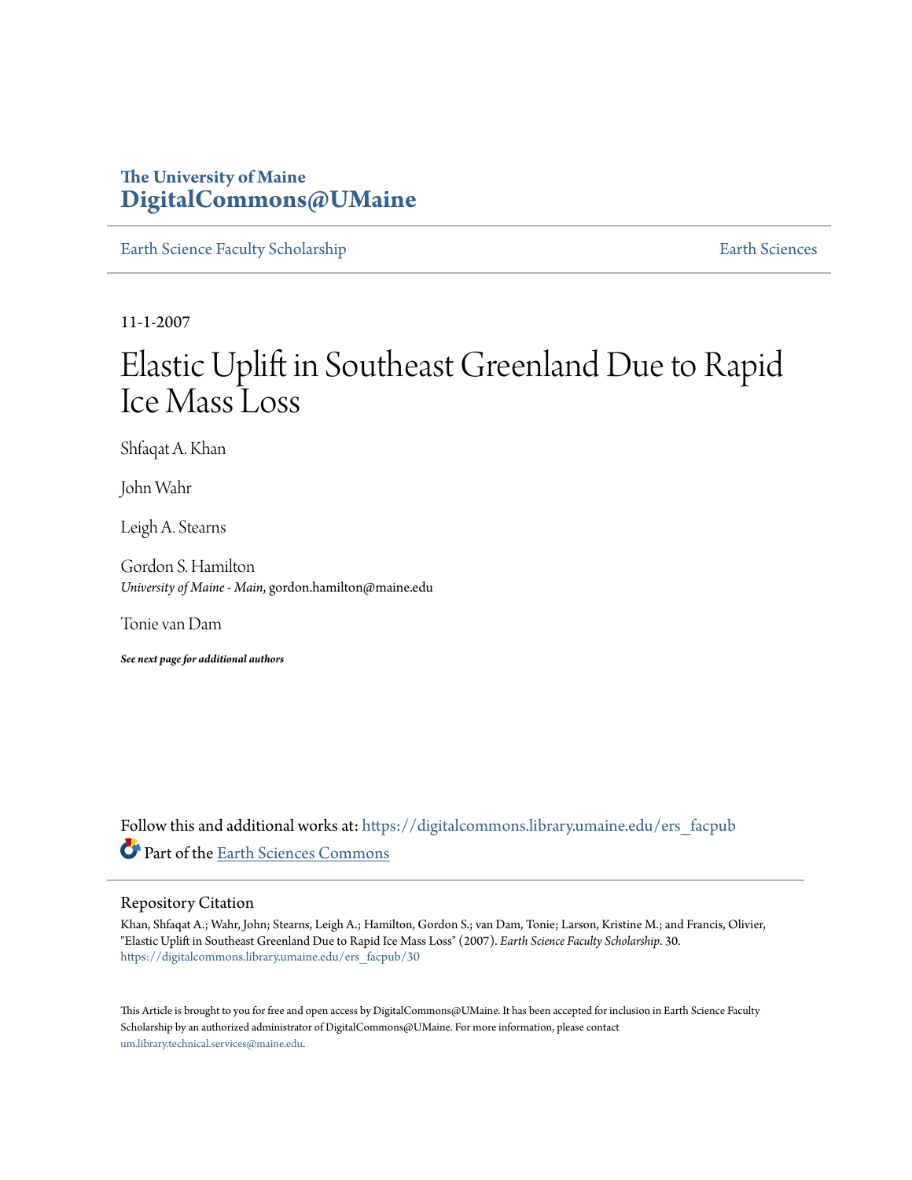The University of Maine
**DigitalCommons@UMaine**

Earth Science Faculty Scholarship | Earth Sciences

11-1-2007

# Elastic Uplift in Southeast Greenland Due to Rapid Ice Mass Loss

Shfaqat A. Khan

John Wahr

Leigh A. Stearns

Gordon S. Hamilton
*University of Maine - Main*, gordon.hamilton@maine.edu

Tonie van Dam

***See next page for additional authors***

Follow this and additional works at: https://digitalcommons.library.umaine.edu/ers_facpub

Part of the Earth Sciences Commons

## Repository Citation

Khan, Shfaqat A.; Wahr, John; Stearns, Leigh A.; Hamilton, Gordon S.; van Dam, Tonie; Larson, Kristine M.; and Francis, Olivier, "Elastic Uplift in Southeast Greenland Due to Rapid Ice Mass Loss" (2007). *Earth Science Faculty Scholarship*. 30.
https://digitalcommons.library.umaine.edu/ers_facpub/30

This Article is brought to you for free and open access by DigitalCommons@UMaine. It has been accepted for inclusion in Earth Science Faculty Scholarship by an authorized administrator of DigitalCommons@UMaine. For more information, please contact um.library.technical.services@maine.edu.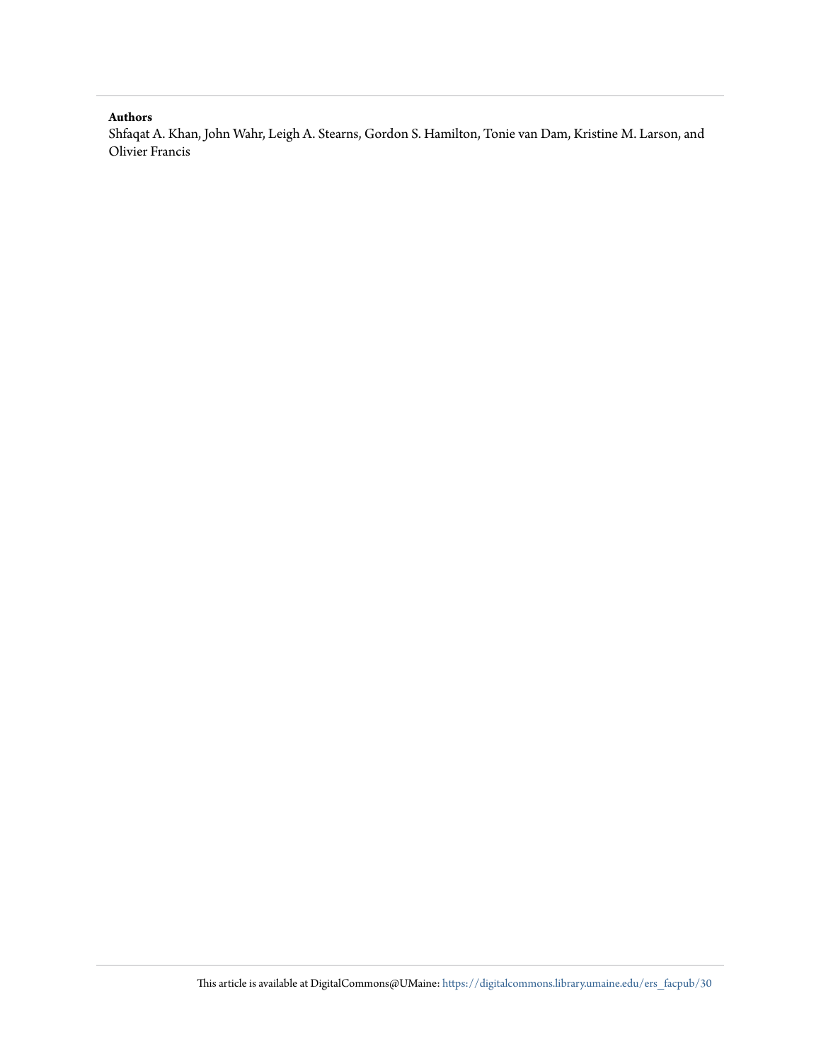**Authors**

Shfaqat A. Khan, John Wahr, Leigh A. Stearns, Gordon S. Hamilton, Tonie van Dam, Kristine M. Larson, and Olivier Francis

This article is available at DigitalCommons@UMaine: https://digitalcommons.library.umaine.edu/ers_facpub/30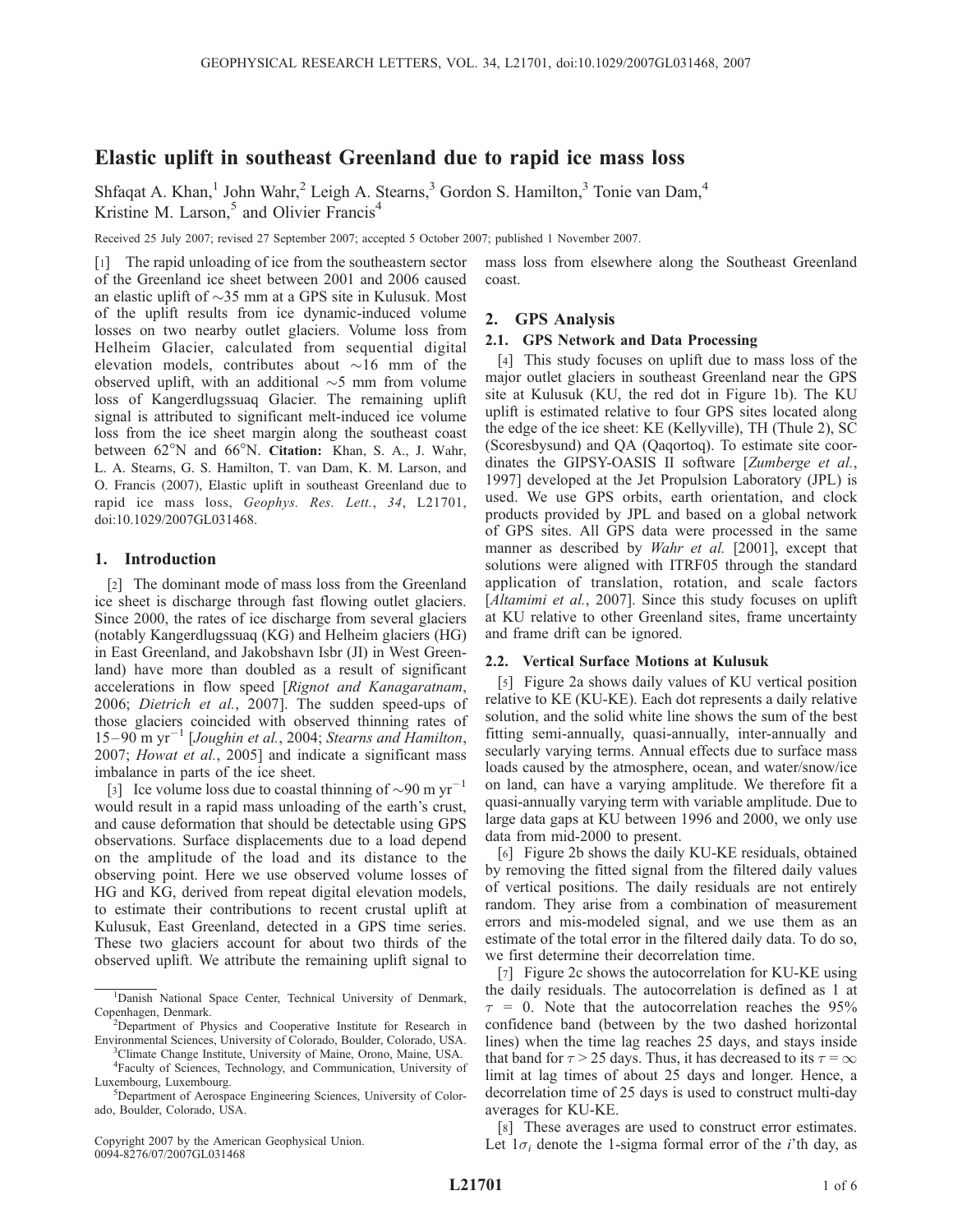# Elastic uplift in southeast Greenland due to rapid ice mass loss

Shfaqat A. Khan,[1] John Wahr,[2] Leigh A. Stearns,[3] Gordon S. Hamilton,[3] Tonie van Dam,[4] Kristine M. Larson,[5] and Olivier Francis[4]

Received 25 July 2007; revised 27 September 2007; accepted 5 October 2007; published 1 November 2007.

[1] The rapid unloading of ice from the southeastern sector of the Greenland ice sheet between 2001 and 2006 caused an elastic uplift of ~35 mm at a GPS site in Kulusuk. Most of the uplift results from ice dynamic-induced volume losses on two nearby outlet glaciers. Volume loss from Helheim Glacier, calculated from sequential digital elevation models, contributes about ~16 mm of the observed uplift, with an additional ~5 mm from volume loss of Kangerdlugssuaq Glacier. The remaining uplift signal is attributed to significant melt-induced ice volume loss from the ice sheet margin along the southeast coast between 62°N and 66°N. **Citation:** Khan, S. A., J. Wahr, L. A. Stearns, G. S. Hamilton, T. van Dam, K. M. Larson, and O. Francis (2007), Elastic uplift in southeast Greenland due to rapid ice mass loss, *Geophys. Res. Lett.*, *34*, L21701, doi:10.1029/2007GL031468.

## 1. Introduction

[2] The dominant mode of mass loss from the Greenland ice sheet is discharge through fast flowing outlet glaciers. Since 2000, the rates of ice discharge from several glaciers (notably Kangerdlugssuaq (KG) and Helheim glaciers (HG) in East Greenland, and Jakobshavn Isbr (JI) in West Greenland) have more than doubled as a result of significant accelerations in flow speed [*Rignot and Kanagaratnam*, 2006; *Dietrich et al.*, 2007]. The sudden speed-ups of those glaciers coincided with observed thinning rates of 15–90 m yr$^{-1}$ [*Joughin et al.*, 2004; *Stearns and Hamilton*, 2007; *Howat et al.*, 2005] and indicate a significant mass imbalance in parts of the ice sheet.

[3] Ice volume loss due to coastal thinning of ~90 m yr$^{-1}$ would result in a rapid mass unloading of the earth's crust, and cause deformation that should be detectable using GPS observations. Surface displacements due to a load depend on the amplitude of the load and its distance to the observing point. Here we use observed volume losses of HG and KG, derived from repeat digital elevation models, to estimate their contributions to recent crustal uplift at Kulusuk, East Greenland, detected in a GPS time series. These two glaciers account for about two thirds of the observed uplift. We attribute the remaining uplift signal to mass loss from elsewhere along the Southeast Greenland coast.

## 2. GPS Analysis

### 2.1. GPS Network and Data Processing

[4] This study focuses on uplift due to mass loss of the major outlet glaciers in southeast Greenland near the GPS site at Kulusuk (KU, the red dot in Figure 1b). The KU uplift is estimated relative to four GPS sites located along the edge of the ice sheet: KE (Kellyville), TH (Thule 2), SC (Scoresbysund) and QA (Qaqortoq). To estimate site coordinates the GIPSY-OASIS II software [*Zumberge et al.*, 1997] developed at the Jet Propulsion Laboratory (JPL) is used. We use GPS orbits, earth orientation, and clock products provided by JPL and based on a global network of GPS sites. All GPS data were processed in the same manner as described by *Wahr et al.* [2001], except that solutions were aligned with ITRF05 through the standard application of translation, rotation, and scale factors [*Altamimi et al.*, 2007]. Since this study focuses on uplift at KU relative to other Greenland sites, frame uncertainty and frame drift can be ignored.

### 2.2. Vertical Surface Motions at Kulusuk

[5] Figure 2a shows daily values of KU vertical position relative to KE (KU-KE). Each dot represents a daily relative solution, and the solid white line shows the sum of the best fitting semi-annually, quasi-annually, inter-annually and secularly varying terms. Annual effects due to surface mass loads caused by the atmosphere, ocean, and water/snow/ice on land, can have a varying amplitude. We therefore fit a quasi-annually varying term with variable amplitude. Due to large data gaps at KU between 1996 and 2000, we only use data from mid-2000 to present.

[6] Figure 2b shows the daily KU-KE residuals, obtained by removing the fitted signal from the filtered daily values of vertical positions. The daily residuals are not entirely random. They arise from a combination of measurement errors and mis-modeled signal, and we use them as an estimate of the total error in the filtered daily data. To do so, we first determine their decorrelation time.

[7] Figure 2c shows the autocorrelation for KU-KE using the daily residuals. The autocorrelation is defined as 1 at $\tau$ = 0. Note that the autocorrelation reaches the 95% confidence band (between by the two dashed horizontal lines) when the time lag reaches 25 days, and stays inside that band for $\tau$ > 25 days. Thus, it has decreased to its $\tau = \infty$ limit at lag times of about 25 days and longer. Hence, a decorrelation time of 25 days is used to construct multi-day averages for KU-KE.

[8] These averages are used to construct error estimates. Let $1\sigma_i$ denote the 1-sigma formal error of the $i$'th day, as

---

[1]Danish National Space Center, Technical University of Denmark, Copenhagen, Denmark.

[2]Department of Physics and Cooperative Institute for Research in Environmental Sciences, University of Colorado, Boulder, Colorado, USA.

[3]Climate Change Institute, University of Maine, Orono, Maine, USA.

[4]Faculty of Sciences, Technology, and Communication, University of Luxembourg, Luxembourg.

[5]Department of Aerospace Engineering Sciences, University of Colorado, Boulder, Colorado, USA.

Copyright 2007 by the American Geophysical Union.
0094-8276/07/2007GL031468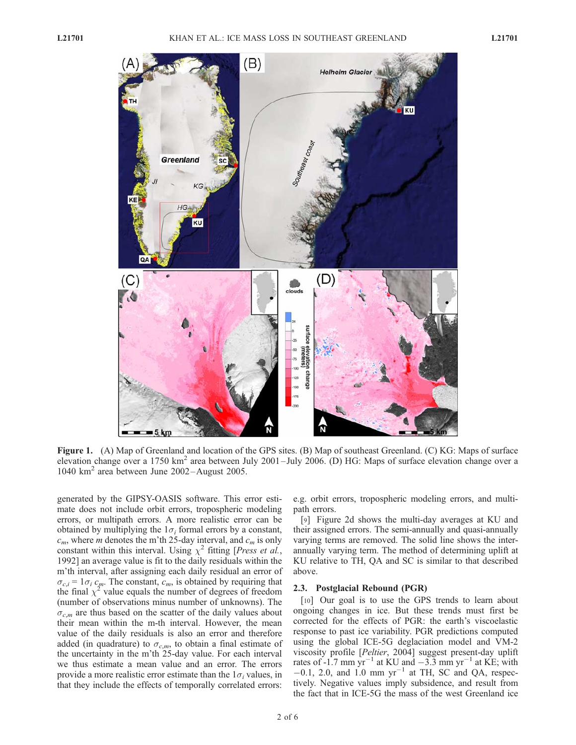**Figure 1.** (A) Map of Greenland and location of the GPS sites. (B) Map of southeast Greenland. (C) KG: Maps of surface elevation change over a 1750 km$^2$ area between July 2001–July 2006. (D) HG: Maps of surface elevation change over a 1040 km$^2$ area between June 2002–August 2005.

generated by the GIPSY-OASIS software. This error estimate does not include orbit errors, tropospheric modeling errors, or multipath errors. A more realistic error can be obtained by multiplying the $1\sigma_i$ formal errors by a constant, $c_m$, where $m$ denotes the m'th 25-day interval, and $c_m$ is only constant within this interval. Using $\chi^2$ fitting [*Press et al.*, 1992] an average value is fit to the daily residuals within the m'th interval, after assigning each daily residual an error of $\sigma_{c,i} = 1\sigma_i c_m$. The constant, $c_m$, is obtained by requiring that the final $\chi^2$ value equals the number of degrees of freedom (number of observations minus number of unknowns). The $\sigma_{c,m}$ are thus based on the scatter of the daily values about their mean within the m-th interval. However, the mean value of the daily residuals is also an error and therefore added (in quadrature) to $\sigma_{c,m}$, to obtain a final estimate of the uncertainty in the m'th 25-day value. For each interval we thus estimate a mean value and an error. The errors provide a more realistic error estimate than the $1\sigma_i$ values, in that they include the effects of temporally correlated errors: e.g. orbit errors, tropospheric modeling errors, and multipath errors.

[9] Figure 2d shows the multi-day averages at KU and their assigned errors. The semi-annually and quasi-annually varying terms are removed. The solid line shows the inter-annually varying term. The method of determining uplift at KU relative to TH, QA and SC is similar to that described above.

### 2.3. Postglacial Rebound (PGR)

[10] Our goal is to use the GPS trends to learn about ongoing changes in ice. But these trends must first be corrected for the effects of PGR: the earth's viscoelastic response to past ice variability. PGR predictions computed using the global ICE-5G deglaciation model and VM-2 viscosity profile [*Peltier*, 2004] suggest present-day uplift rates of -1.7 mm yr$^{-1}$ at KU and $-3.3$ mm yr$^{-1}$ at KE; with $-0.1$, 2.0, and 1.0 mm yr$^{-1}$ at TH, SC and QA, respectively. Negative values imply subsidence, and result from the fact that in ICE-5G the mass of the west Greenland ice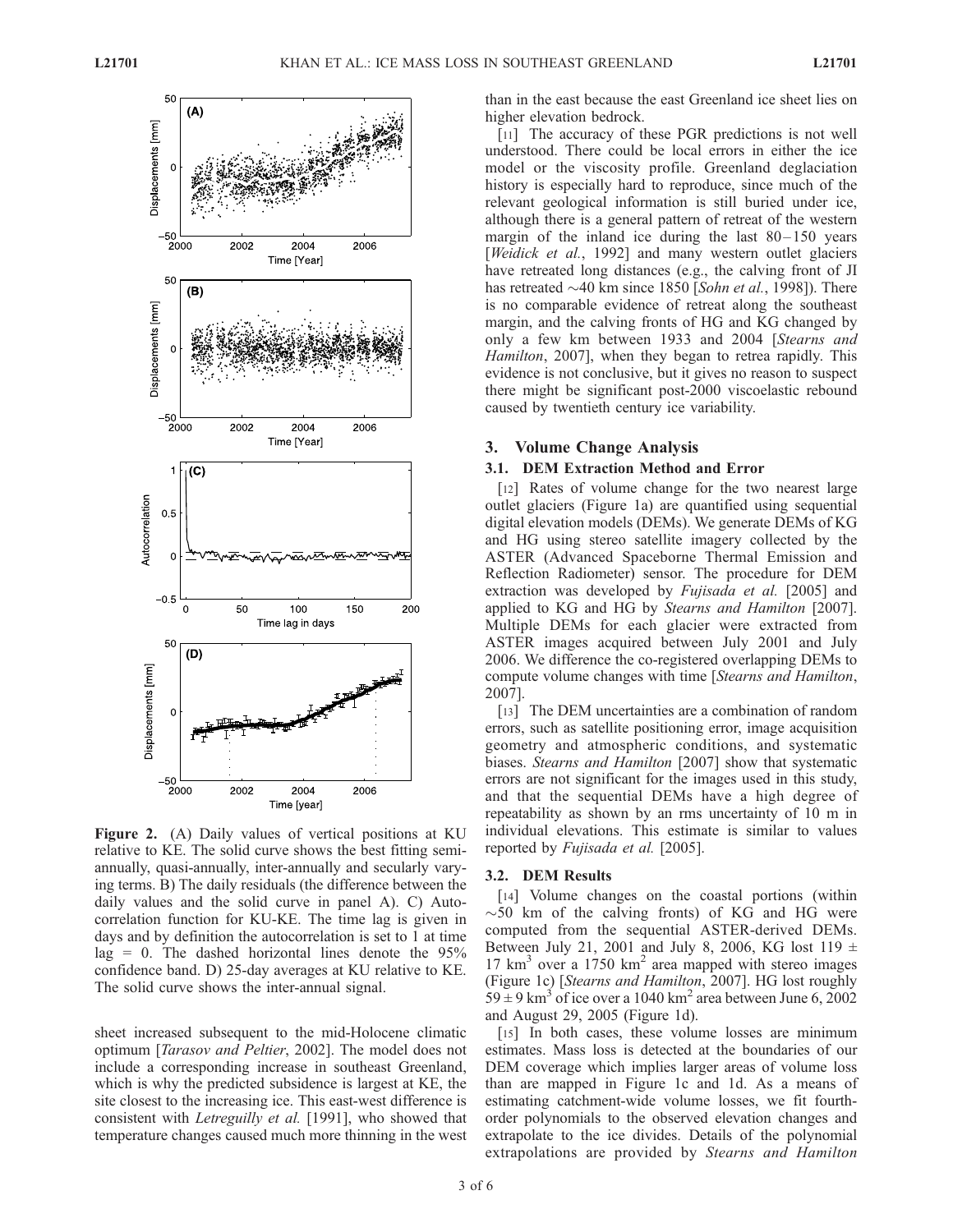Figure 2. (A) Daily values of vertical positions at KU relative to KE. The solid curve shows the best fitting semi-annually, quasi-annually, inter-annually and secularly varying terms. B) The daily residuals (the difference between the daily values and the solid curve in panel A). C) Auto-correlation function for KU-KE. The time lag is given in days and by definition the autocorrelation is set to 1 at time lag = 0. The dashed horizontal lines denote the 95% confidence band. D) 25-day averages at KU relative to KE. The solid curve shows the inter-annual signal.

sheet increased subsequent to the mid-Holocene climatic optimum [*Tarasov and Peltier*, 2002]. The model does not include a corresponding increase in southeast Greenland, which is why the predicted subsidence is largest at KE, the site closest to the increasing ice. This east-west difference is consistent with *Letreguilly et al.* [1991], who showed that temperature changes caused much more thinning in the west than in the east because the east Greenland ice sheet lies on higher elevation bedrock.

[11] The accuracy of these PGR predictions is not well understood. There could be local errors in either the ice model or the viscosity profile. Greenland deglaciation history is especially hard to reproduce, since much of the relevant geological information is still buried under ice, although there is a general pattern of retreat of the western margin of the inland ice during the last 80–150 years [*Weidick et al.*, 1992] and many western outlet glaciers have retreated long distances (e.g., the calving front of JI has retreated ~40 km since 1850 [*Sohn et al.*, 1998]). There is no comparable evidence of retreat along the southeast margin, and the calving fronts of HG and KG changed by only a few km between 1933 and 2004 [*Stearns and Hamilton*, 2007], when they began to retrea rapidly. This evidence is not conclusive, but it gives no reason to suspect there might be significant post-2000 viscoelastic rebound caused by twentieth century ice variability.

## 3. Volume Change Analysis

### 3.1. DEM Extraction Method and Error

[12] Rates of volume change for the two nearest large outlet glaciers (Figure 1a) are quantified using sequential digital elevation models (DEMs). We generate DEMs of KG and HG using stereo satellite imagery collected by the ASTER (Advanced Spaceborne Thermal Emission and Reflection Radiometer) sensor. The procedure for DEM extraction was developed by *Fujisada et al.* [2005] and applied to KG and HG by *Stearns and Hamilton* [2007]. Multiple DEMs for each glacier were extracted from ASTER images acquired between July 2001 and July 2006. We difference the co-registered overlapping DEMs to compute volume changes with time [*Stearns and Hamilton*, 2007].

[13] The DEM uncertainties are a combination of random errors, such as satellite positioning error, image acquisition geometry and atmospheric conditions, and systematic biases. *Stearns and Hamilton* [2007] show that systematic errors are not significant for the images used in this study, and that the sequential DEMs have a high degree of repeatability as shown by an rms uncertainty of 10 m in individual elevations. This estimate is similar to values reported by *Fujisada et al.* [2005].

### 3.2. DEM Results

[14] Volume changes on the coastal portions (within ~50 km of the calving fronts) of KG and HG were computed from the sequential ASTER-derived DEMs. Between July 21, 2001 and July 8, 2006, KG lost 119 ± 17 $km^3$ over a 1750 $km^2$ area mapped with stereo images (Figure 1c) [*Stearns and Hamilton*, 2007]. HG lost roughly 59 ± 9 $km^3$ of ice over a 1040 $km^2$ area between June 6, 2002 and August 29, 2005 (Figure 1d).

[15] In both cases, these volume losses are minimum estimates. Mass loss is detected at the boundaries of our DEM coverage which implies larger areas of volume loss than are mapped in Figure 1c and 1d. As a means of estimating catchment-wide volume losses, we fit fourth-order polynomials to the observed elevation changes and extrapolate to the ice divides. Details of the polynomial extrapolations are provided by *Stearns and Hamilton*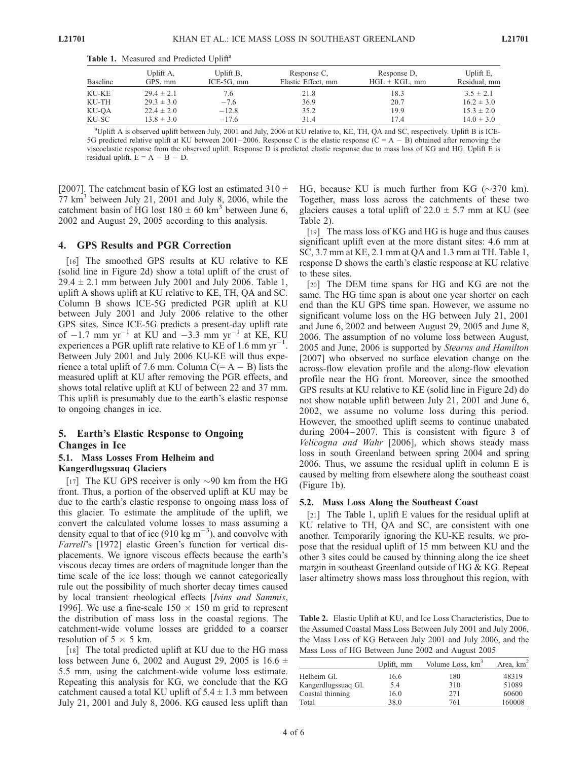**Table 1.** Measured and Predicted Uplift[a]

| Baseline | Uplift A, GPS, mm | Uplift B, ICE-5G, mm | Response C, Elastic Effect, mm | Response D, HGL + KGL, mm | Uplift E, Residual, mm |
|---|---|---|---|---|---|
| KU-KE | $29.4 \pm 2.1$ | 7.6 | 21.8 | 18.3 | $3.5 \pm 2.1$ |
| KU-TH | $29.3 \pm 3.0$ | −7.6 | 36.9 | 20.7 | $16.2 \pm 3.0$ |
| KU-QA | $22.4 \pm 2.0$ | −12.8 | 35.2 | 19.9 | $15.3 \pm 2.0$ |
| KU-SC | $13.8 \pm 3.0$ | −17.6 | 31.4 | 17.4 | $14.0 \pm 3.0$ |

[a]Uplift A is observed uplift between July, 2001 and July, 2006 at KU relative to, KE, TH, QA and SC, respectively. Uplift B is ICE-5G predicted relative uplift at KU between 2001–2006. Response C is the elastic response (C = A − B) obtained after removing the viscoelastic response from the observed uplift. Response D is predicted elastic response due to mass loss of KG and HG. Uplift E is residual uplift. E = A − B − D.

[2007]. The catchment basin of KG lost an estimated $310 \pm 77$ km$^3$ between July 21, 2001 and July 8, 2006, while the catchment basin of HG lost $180 \pm 60$ km$^3$ between June 6, 2002 and August 29, 2005 according to this analysis.

## 4. GPS Results and PGR Correction

[16] The smoothed GPS results at KU relative to KE (solid line in Figure 2d) show a total uplift of the crust of $29.4 \pm 2.1$ mm between July 2001 and July 2006. Table 1, uplift A shows uplift at KU relative to KE, TH, QA and SC. Column B shows ICE-5G predicted PGR uplift at KU between July 2001 and July 2006 relative to the other GPS sites. Since ICE-5G predicts a present-day uplift rate of $-1.7$ mm yr$^{-1}$ at KU and $-3.3$ mm yr$^{-1}$ at KE, KU experiences a PGR uplift rate relative to KE of 1.6 mm yr$^{-1}$. Between July 2001 and July 2006 KU-KE will thus experience a total uplift of 7.6 mm. Column C(= A − B) lists the measured uplift at KU after removing the PGR effects, and shows total relative uplift at KU of between 22 and 37 mm. This uplift is presumably due to the earth's elastic response to ongoing changes in ice.

## 5. Earth's Elastic Response to Ongoing Changes in Ice

### 5.1. Mass Losses From Helheim and Kangerdlugssuaq Glaciers

[17] The KU GPS receiver is only ~90 km from the HG front. Thus, a portion of the observed uplift at KU may be due to the earth's elastic response to ongoing mass loss of this glacier. To estimate the amplitude of the uplift, we convert the calculated volume losses to mass assuming a density equal to that of ice (910 kg m$^{-3}$), and convolve with *Farrell*'s [1972] elastic Green's function for vertical displacements. We ignore viscous effects because the earth's viscous decay times are orders of magnitude longer than the time scale of the ice loss; though we cannot categorically rule out the possibility of much shorter decay times caused by local transient rheological effects [*Ivins and Sammis*, 1996]. We use a fine-scale $150 \times 150$ m grid to represent the distribution of mass loss in the coastal regions. The catchment-wide volume losses are gridded to a coarser resolution of $5 \times 5$ km.

[18] The total predicted uplift at KU due to the HG mass loss between June 6, 2002 and August 29, 2005 is $16.6 \pm 5.5$ mm, using the catchment-wide volume loss estimate. Repeating this analysis for KG, we conclude that the KG catchment caused a total KU uplift of $5.4 \pm 1.3$ mm between July 21, 2001 and July 8, 2006. KG caused less uplift than HG, because KU is much further from KG (~370 km). Together, mass loss across the catchments of these two glaciers causes a total uplift of $22.0 \pm 5.7$ mm at KU (see Table 2).

[19] The mass loss of KG and HG is huge and thus causes significant uplift even at the more distant sites: 4.6 mm at SC, 3.7 mm at KE, 2.1 mm at QA and 1.3 mm at TH. Table 1, response D shows the earth's elastic response at KU relative to these sites.

[20] The DEM time spans for HG and KG are not the same. The HG time span is about one year shorter on each end than the KU GPS time span. However, we assume no significant volume loss on the HG between July 21, 2001 and June 6, 2002 and between August 29, 2005 and June 8, 2006. The assumption of no volume loss between August, 2005 and June, 2006 is supported by *Stearns and Hamilton* [2007] who observed no surface elevation change on the across-flow elevation profile and the along-flow elevation profile near the HG front. Moreover, since the smoothed GPS results at KU relative to KE (solid line in Figure 2d) do not show notable uplift between July 21, 2001 and June 6, 2002, we assume no volume loss during this period. However, the smoothed uplift seems to continue unabated during 2004–2007. This is consistent with figure 3 of *Velicogna and Wahr* [2006], which shows steady mass loss in south Greenland between spring 2004 and spring 2006. Thus, we assume the residual uplift in column E is caused by melting from elsewhere along the southeast coast (Figure 1b).

### 5.2. Mass Loss Along the Southeast Coast

[21] The Table 1, uplift E values for the residual uplift at KU relative to TH, QA and SC, are consistent with one another. Temporarily ignoring the KU-KE results, we propose that the residual uplift of 15 mm between KU and the other 3 sites could be caused by thinning along the ice sheet margin in southeast Greenland outside of HG & KG. Repeat laser altimetry shows mass loss throughout this region, with

**Table 2.** Elastic Uplift at KU, and Ice Loss Characteristics, Due to the Assumed Coastal Mass Loss Between July 2001 and July 2006, the Mass Loss of KG Between July 2001 and July 2006, and the Mass Loss of HG Between June 2002 and August 2005

| | Uplift, mm | Volume Loss, km$^3$ | Area, km$^2$ |
|---|---|---|---|
| Helheim Gl. | 16.6 | 180 | 48319 |
| Kangerdlugssuaq Gl. | 5.4 | 310 | 51089 |
| Coastal thinning | 16.0 | 271 | 60600 |
| Total | 38.0 | 761 | 160008 |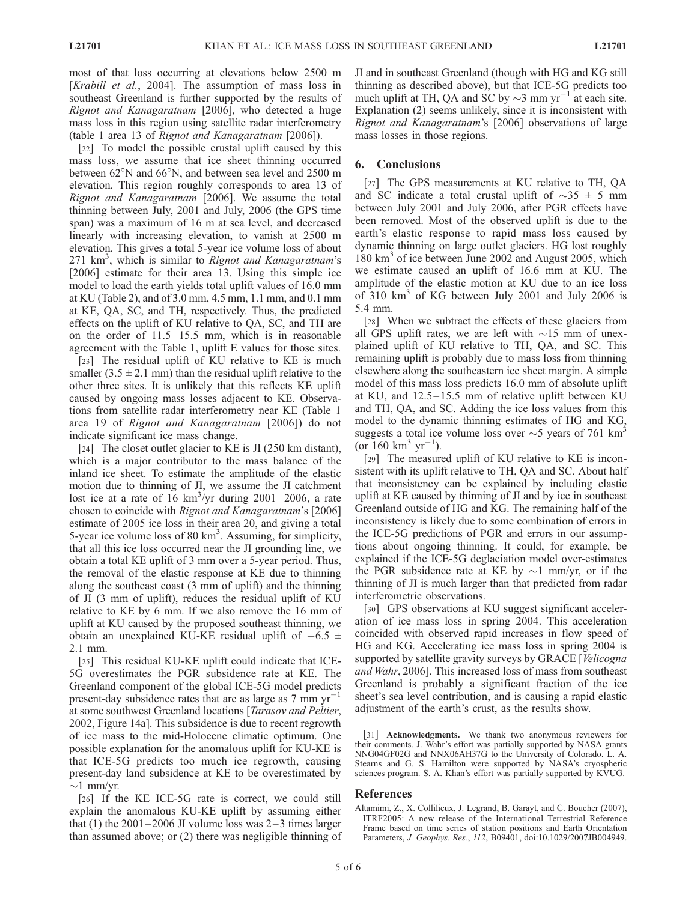most of that loss occurring at elevations below 2500 m [*Krabill et al.*, 2004]. The assumption of mass loss in southeast Greenland is further supported by the results of *Rignot and Kanagaratnam* [2006], who detected a huge mass loss in this region using satellite radar interferometry (table 1 area 13 of *Rignot and Kanagaratnam* [2006]).

[22] To model the possible crustal uplift caused by this mass loss, we assume that ice sheet thinning occurred between 62°N and 66°N, and between sea level and 2500 m elevation. This region roughly corresponds to area 13 of *Rignot and Kanagaratnam* [2006]. We assume the total thinning between July, 2001 and July, 2006 (the GPS time span) was a maximum of 16 m at sea level, and decreased linearly with increasing elevation, to vanish at 2500 m elevation. This gives a total 5-year ice volume loss of about 271 $km^3$, which is similar to *Rignot and Kanagaratnam*'s [2006] estimate for their area 13. Using this simple ice model to load the earth yields total uplift values of 16.0 mm at KU (Table 2), and of 3.0 mm, 4.5 mm, 1.1 mm, and 0.1 mm at KE, QA, SC, and TH, respectively. Thus, the predicted effects on the uplift of KU relative to QA, SC, and TH are on the order of 11.5–15.5 mm, which is in reasonable agreement with the Table 1, uplift E values for those sites.

[23] The residual uplift of KU relative to KE is much smaller ($3.5 \pm 2.1$ mm) than the residual uplift relative to the other three sites. It is unlikely that this reflects KE uplift caused by ongoing mass losses adjacent to KE. Observations from satellite radar interferometry near KE (Table 1 area 19 of *Rignot and Kanagaratnam* [2006]) do not indicate significant ice mass change.

[24] The closet outlet glacier to KE is JI (250 km distant), which is a major contributor to the mass balance of the inland ice sheet. To estimate the amplitude of the elastic motion due to thinning of JI, we assume the JI catchment lost ice at a rate of 16 $km^3$/yr during 2001–2006, a rate chosen to coincide with *Rignot and Kanagaratnam*'s [2006] estimate of 2005 ice loss in their area 20, and giving a total 5-year ice volume loss of 80 $km^3$. Assuming, for simplicity, that all this ice loss occurred near the JI grounding line, we obtain a total KE uplift of 3 mm over a 5-year period. Thus, the removal of the elastic response at KE due to thinning along the southeast coast (3 mm of uplift) and the thinning of JI (3 mm of uplift), reduces the residual uplift of KU relative to KE by 6 mm. If we also remove the 16 mm of uplift at KU caused by the proposed southeast thinning, we obtain an unexplained KU-KE residual uplift of $-6.5 \pm 2.1$ mm.

[25] This residual KU-KE uplift could indicate that ICE-5G overestimates the PGR subsidence rate at KE. The Greenland component of the global ICE-5G model predicts present-day subsidence rates that are as large as 7 mm $yr^{-1}$ at some southwest Greenland locations [*Tarasov and Peltier*, 2002, Figure 14a]. This subsidence is due to recent regrowth of ice mass to the mid-Holocene climatic optimum. One possible explanation for the anomalous uplift for KU-KE is that ICE-5G predicts too much ice regrowth, causing present-day land subsidence at KE to be overestimated by ~1 mm/yr.

[26] If the KE ICE-5G rate is correct, we could still explain the anomalous KU-KE uplift by assuming either that (1) the 2001–2006 JI volume loss was 2–3 times larger than assumed above; or (2) there was negligible thinning of JI and in southeast Greenland (though with HG and KG still thinning as described above), but that ICE-5G predicts too much uplift at TH, QA and SC by ~3 mm $yr^{-1}$ at each site. Explanation (2) seems unlikely, since it is inconsistent with *Rignot and Kanagaratnam*'s [2006] observations of large mass losses in those regions.

## 6. Conclusions

[27] The GPS measurements at KU relative to TH, QA and SC indicate a total crustal uplift of $\sim 35 \pm 5$ mm between July 2001 and July 2006, after PGR effects have been removed. Most of the observed uplift is due to the earth's elastic response to rapid mass loss caused by dynamic thinning on large outlet glaciers. HG lost roughly 180 $km^3$ of ice between June 2002 and August 2005, which we estimate caused an uplift of 16.6 mm at KU. The amplitude of the elastic motion at KU due to an ice loss of 310 $km^3$ of KG between July 2001 and July 2006 is 5.4 mm.

[28] When we subtract the effects of these glaciers from all GPS uplift rates, we are left with ~15 mm of unexplained uplift of KU relative to TH, QA, and SC. This remaining uplift is probably due to mass loss from thinning elsewhere along the southeastern ice sheet margin. A simple model of this mass loss predicts 16.0 mm of absolute uplift at KU, and 12.5–15.5 mm of relative uplift between KU and TH, QA, and SC. Adding the ice loss values from this model to the dynamic thinning estimates of HG and KG, suggests a total ice volume loss over ~5 years of 761 $km^3$ (or 160 $km^3$ $yr^{-1}$).

[29] The measured uplift of KU relative to KE is inconsistent with its uplift relative to TH, QA and SC. About half that inconsistency can be explained by including elastic uplift at KE caused by thinning of JI and by ice in southeast Greenland outside of HG and KG. The remaining half of the inconsistency is likely due to some combination of errors in the ICE-5G predictions of PGR and errors in our assumptions about ongoing thinning. It could, for example, be explained if the ICE-5G deglaciation model over-estimates the PGR subsidence rate at KE by ~1 mm/yr, or if the thinning of JI is much larger than that predicted from radar interferometric observations.

[30] GPS observations at KU suggest significant acceleration of ice mass loss in spring 2004. This acceleration coincided with observed rapid increases in flow speed of HG and KG. Accelerating ice mass loss in spring 2004 is supported by satellite gravity surveys by GRACE [*Velicogna and Wahr*, 2006]. This increased loss of mass from southeast Greenland is probably a significant fraction of the ice sheet's sea level contribution, and is causing a rapid elastic adjustment of the earth's crust, as the results show.

[31] **Acknowledgments.** We thank two anonymous reviewers for their comments. J. Wahr's effort was partially supported by NASA grants NNG04GF02G and NNX06AH37G to the University of Colorado. L. A. Stearns and G. S. Hamilton were supported by NASA's cryospheric sciences program. S. A. Khan's effort was partially supported by KVUG.

## References

Altamimi, Z., X. Collilieux, J. Legrand, B. Garayt, and C. Boucher (2007), ITRF2005: A new release of the International Terrestrial Reference Frame based on time series of station positions and Earth Orientation Parameters, *J. Geophys. Res.*, *112*, B09401, doi:10.1029/2007JB004949.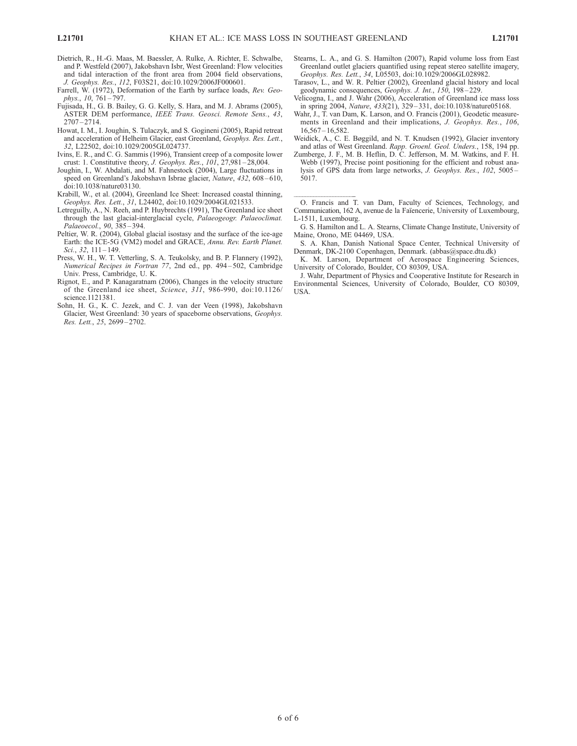Dietrich, R., H.-G. Maas, M. Baessler, A. Rulke, A. Richter, E. Schwalbe, and P. Westfeld (2007), Jakobshavn Isbr, West Greenland: Flow velocities and tidal interaction of the front area from 2004 field observations, *J. Geophys. Res.*, *112*, F03S21, doi:10.1029/2006JF000601.

Farrell, W. (1972), Deformation of the Earth by surface loads, *Rev. Geophys.*, *10*, 761–797.

Fujisada, H., G. B. Bailey, G. G. Kelly, S. Hara, and M. J. Abrams (2005), ASTER DEM performance, *IEEE Trans. Geosci. Remote Sens.*, *43*, 2707–2714.

Howat, I. M., I. Joughin, S. Tulaczyk, and S. Gogineni (2005), Rapid retreat and acceleration of Helheim Glacier, east Greenland, *Geophys. Res. Lett.*, *32*, L22502, doi:10.1029/2005GL024737.

Ivins, E. R., and C. G. Sammis (1996), Transient creep of a composite lower crust: 1. Constitutive theory, *J. Geophys. Res.*, *101*, 27,981–28,004.

Joughin, I., W. Abdalati, and M. Fahnestock (2004), Large fluctuations in speed on Greenland's Jakobshavn Isbrae glacier, *Nature*, *432*, 608–610, doi:10.1038/nature03130.

Krabill, W., et al. (2004), Greenland Ice Sheet: Increased coastal thinning, *Geophys. Res. Lett.*, *31*, L24402, doi:10.1029/2004GL021533.

Letreguilly, A., N. Reeh, and P. Huybrechts (1991), The Greenland ice sheet through the last glacial-interglacial cycle, *Palaeogeogr. Palaeoclimat. Palaeoecol.*, *90*, 385–394.

Peltier, W. R. (2004), Global glacial isostasy and the surface of the ice-age Earth: the ICE-5G (VM2) model and GRACE, *Annu. Rev. Earth Planet. Sci.*, *32*, 111–149.

Press, W. H., W. T. Vetterling, S. A. Teukolsky, and B. P. Flannery (1992), *Numerical Recipes in Fortran 77*, 2nd ed., pp. 494–502, Cambridge Univ. Press, Cambridge, U. K.

Rignot, E., and P. Kanagaratnam (2006), Changes in the velocity structure of the Greenland ice sheet, *Science*, *311*, 986-990, doi:10.1126/science.1121381.

Sohn, H. G., K. C. Jezek, and C. J. van der Veen (1998), Jakobshavn Glacier, West Greenland: 30 years of spaceborne observations, *Geophys. Res. Lett.*, *25*, 2699–2702.

Stearns, L. A., and G. S. Hamilton (2007), Rapid volume loss from East Greenland outlet glaciers quantified using repeat stereo satellite imagery, *Geophys. Res. Lett.*, *34*, L05503, doi:10.1029/2006GL028982.

Tarasov, L., and W. R. Peltier (2002), Greenland glacial history and local geodynamic consequences, *Geophys. J. Int.*, *150*, 198–229.

Velicogna, I., and J. Wahr (2006), Acceleration of Greenland ice mass loss in spring 2004, *Nature*, *433*(21), 329–331, doi:10.1038/nature05168.

Wahr, J., T. van Dam, K. Larson, and O. Francis (2001), Geodetic measurements in Greenland and their implications, *J. Geophys. Res.*, *106*, 16,567–16,582.

Weidick, A., C. E. Bøggild, and N. T. Knudsen (1992), Glacier inventory and atlas of West Greenland. *Rapp. Groenl. Geol. Unders.*, 158, 194 pp.

Zumberge, J. F., M. B. Heflin, D. C. Jefferson, M. M. Watkins, and F. H. Webb (1997), Precise point positioning for the efficient and robust analysis of GPS data from large networks, *J. Geophys. Res.*, *102*, 5005–5017.

---

O. Francis and T. van Dam, Faculty of Sciences, Technology, and Communication, 162 A, avenue de la Faïencerie, University of Luxembourg, L-1511, Luxembourg.

G. S. Hamilton and L. A. Stearns, Climate Change Institute, University of Maine, Orono, ME 04469, USA.

S. A. Khan, Danish National Space Center, Technical University of Denmark, DK-2100 Copenhagen, Denmark. (abbas@space.dtu.dk)

K. M. Larson, Department of Aerospace Engineering Sciences, University of Colorado, Boulder, CO 80309, USA.

J. Wahr, Department of Physics and Cooperative Institute for Research in Environmental Sciences, University of Colorado, Boulder, CO 80309, USA.